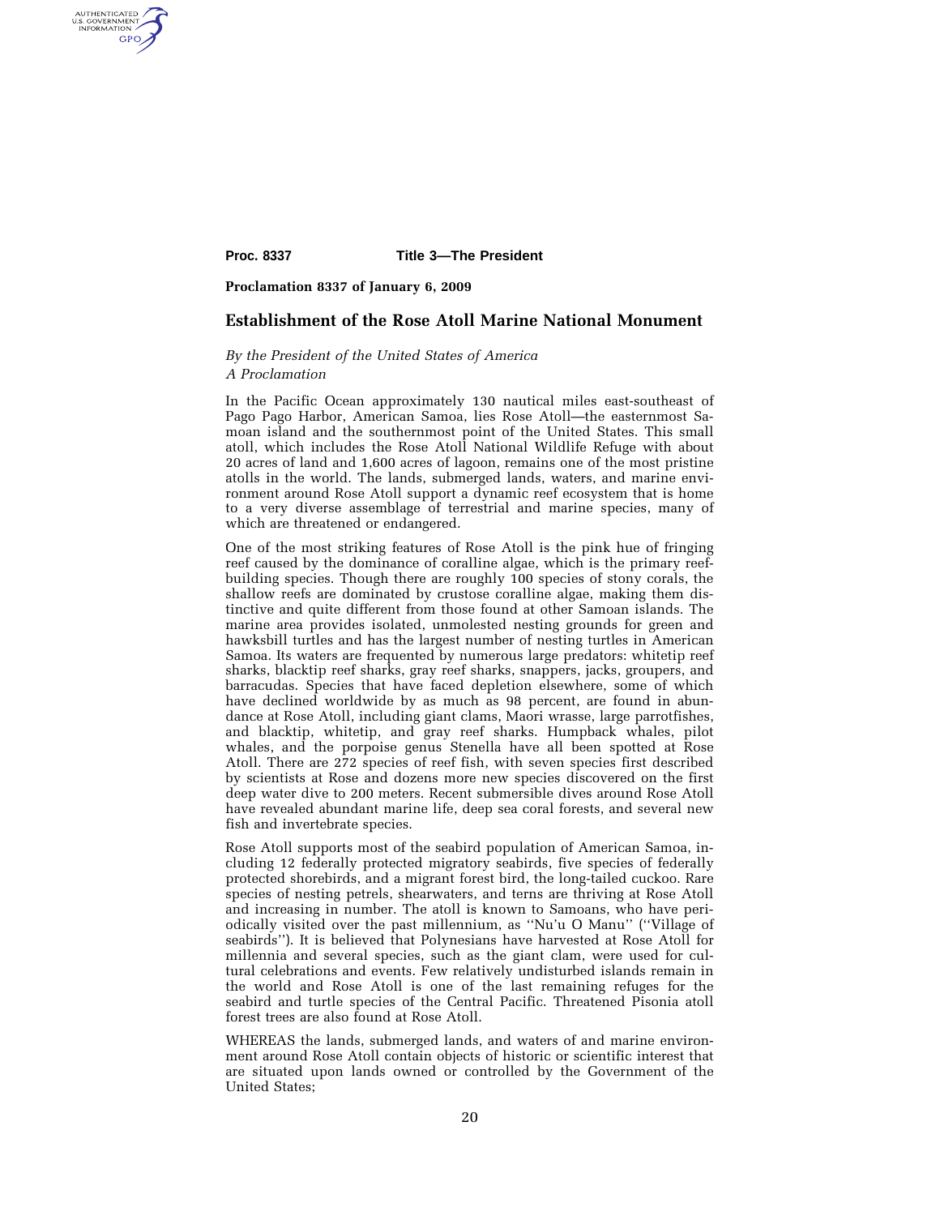**Proclamation 8337 of January 6, 2009**

# Establishment of the Rose Atoll Marine National Monument

*By the President of the United States of America*
*A Proclamation*

In the Pacific Ocean approximately 130 nautical miles east-southeast of Pago Pago Harbor, American Samoa, lies Rose Atoll—the easternmost Samoan island and the southernmost point of the United States. This small atoll, which includes the Rose Atoll National Wildlife Refuge with about 20 acres of land and 1,600 acres of lagoon, remains one of the most pristine atolls in the world. The lands, submerged lands, waters, and marine environment around Rose Atoll support a dynamic reef ecosystem that is home to a very diverse assemblage of terrestrial and marine species, many of which are threatened or endangered.

One of the most striking features of Rose Atoll is the pink hue of fringing reef caused by the dominance of coralline algae, which is the primary reef-building species. Though there are roughly 100 species of stony corals, the shallow reefs are dominated by crustose coralline algae, making them distinctive and quite different from those found at other Samoan islands. The marine area provides isolated, unmolested nesting grounds for green and hawksbill turtles and has the largest number of nesting turtles in American Samoa. Its waters are frequented by numerous large predators: whitetip reef sharks, blacktip reef sharks, gray reef sharks, snappers, jacks, groupers, and barracudas. Species that have faced depletion elsewhere, some of which have declined worldwide by as much as 98 percent, are found in abundance at Rose Atoll, including giant clams, Maori wrasse, large parrotfishes, and blacktip, whitetip, and gray reef sharks. Humpback whales, pilot whales, and the porpoise genus Stenella have all been spotted at Rose Atoll. There are 272 species of reef fish, with seven species first described by scientists at Rose and dozens more new species discovered on the first deep water dive to 200 meters. Recent submersible dives around Rose Atoll have revealed abundant marine life, deep sea coral forests, and several new fish and invertebrate species.

Rose Atoll supports most of the seabird population of American Samoa, including 12 federally protected migratory seabirds, five species of federally protected shorebirds, and a migrant forest bird, the long-tailed cuckoo. Rare species of nesting petrels, shearwaters, and terns are thriving at Rose Atoll and increasing in number. The atoll is known to Samoans, who have periodically visited over the past millennium, as ''Nu'u O Manu'' (''Village of seabirds''). It is believed that Polynesians have harvested at Rose Atoll for millennia and several species, such as the giant clam, were used for cultural celebrations and events. Few relatively undisturbed islands remain in the world and Rose Atoll is one of the last remaining refuges for the seabird and turtle species of the Central Pacific. Threatened Pisonia atoll forest trees are also found at Rose Atoll.

WHEREAS the lands, submerged lands, and waters of and marine environment around Rose Atoll contain objects of historic or scientific interest that are situated upon lands owned or controlled by the Government of the United States;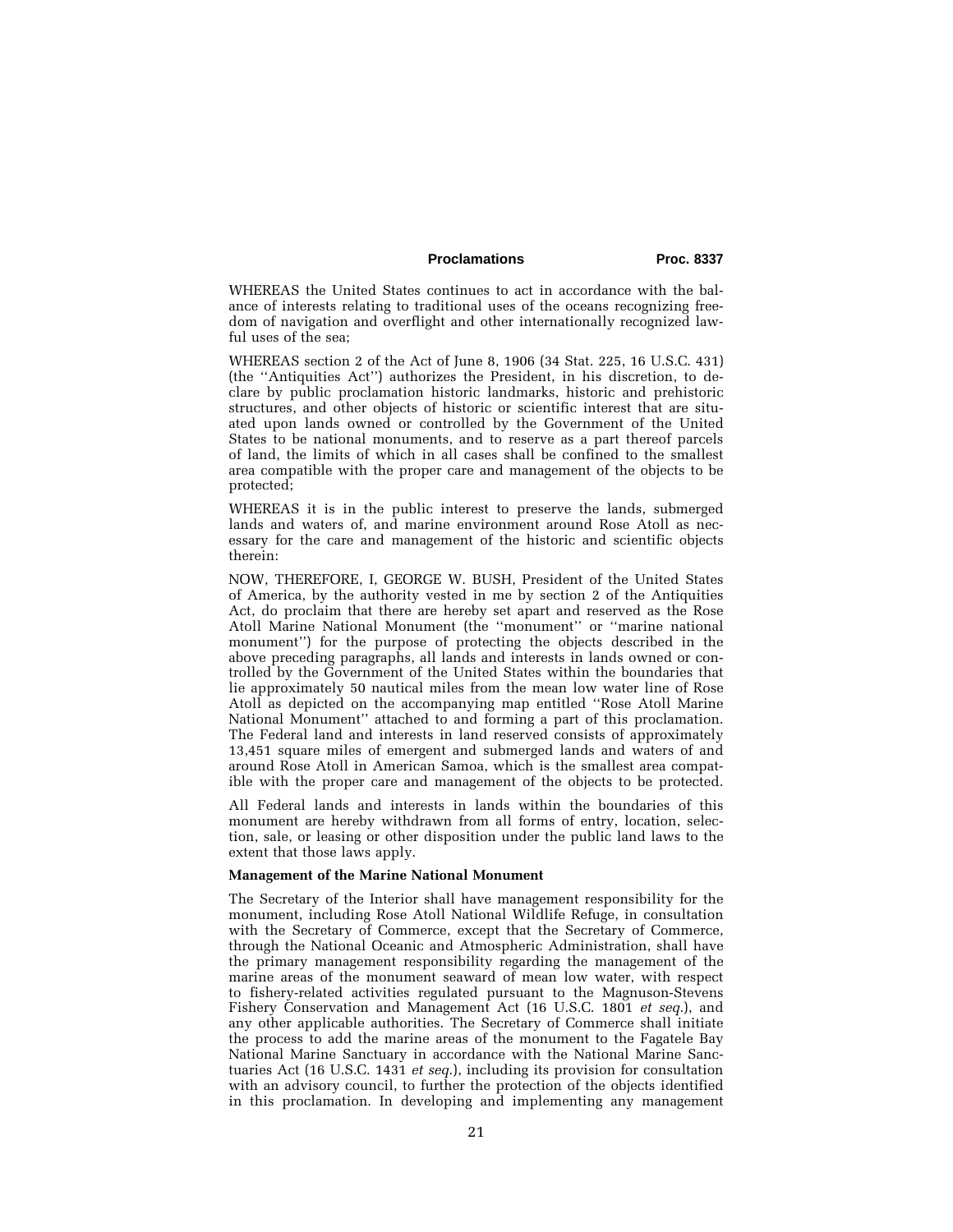WHEREAS the United States continues to act in accordance with the balance of interests relating to traditional uses of the oceans recognizing freedom of navigation and overflight and other internationally recognized lawful uses of the sea;

WHEREAS section 2 of the Act of June 8, 1906 (34 Stat. 225, 16 U.S.C. 431) (the ''Antiquities Act'') authorizes the President, in his discretion, to declare by public proclamation historic landmarks, historic and prehistoric structures, and other objects of historic or scientific interest that are situated upon lands owned or controlled by the Government of the United States to be national monuments, and to reserve as a part thereof parcels of land, the limits of which in all cases shall be confined to the smallest area compatible with the proper care and management of the objects to be protected;

WHEREAS it is in the public interest to preserve the lands, submerged lands and waters of, and marine environment around Rose Atoll as necessary for the care and management of the historic and scientific objects therein:

NOW, THEREFORE, I, GEORGE W. BUSH, President of the United States of America, by the authority vested in me by section 2 of the Antiquities Act, do proclaim that there are hereby set apart and reserved as the Rose Atoll Marine National Monument (the ''monument'' or ''marine national monument'') for the purpose of protecting the objects described in the above preceding paragraphs, all lands and interests in lands owned or controlled by the Government of the United States within the boundaries that lie approximately 50 nautical miles from the mean low water line of Rose Atoll as depicted on the accompanying map entitled ''Rose Atoll Marine National Monument'' attached to and forming a part of this proclamation. The Federal land and interests in land reserved consists of approximately 13,451 square miles of emergent and submerged lands and waters of and around Rose Atoll in American Samoa, which is the smallest area compatible with the proper care and management of the objects to be protected.

All Federal lands and interests in lands within the boundaries of this monument are hereby withdrawn from all forms of entry, location, selection, sale, or leasing or other disposition under the public land laws to the extent that those laws apply.

**Management of the Marine National Monument**

The Secretary of the Interior shall have management responsibility for the monument, including Rose Atoll National Wildlife Refuge, in consultation with the Secretary of Commerce, except that the Secretary of Commerce, through the National Oceanic and Atmospheric Administration, shall have the primary management responsibility regarding the management of the marine areas of the monument seaward of mean low water, with respect to fishery-related activities regulated pursuant to the Magnuson-Stevens Fishery Conservation and Management Act (16 U.S.C. 1801 *et seq.*), and any other applicable authorities. The Secretary of Commerce shall initiate the process to add the marine areas of the monument to the Fagatele Bay National Marine Sanctuary in accordance with the National Marine Sanctuaries Act (16 U.S.C. 1431 *et seq.*), including its provision for consultation with an advisory council, to further the protection of the objects identified in this proclamation. In developing and implementing any management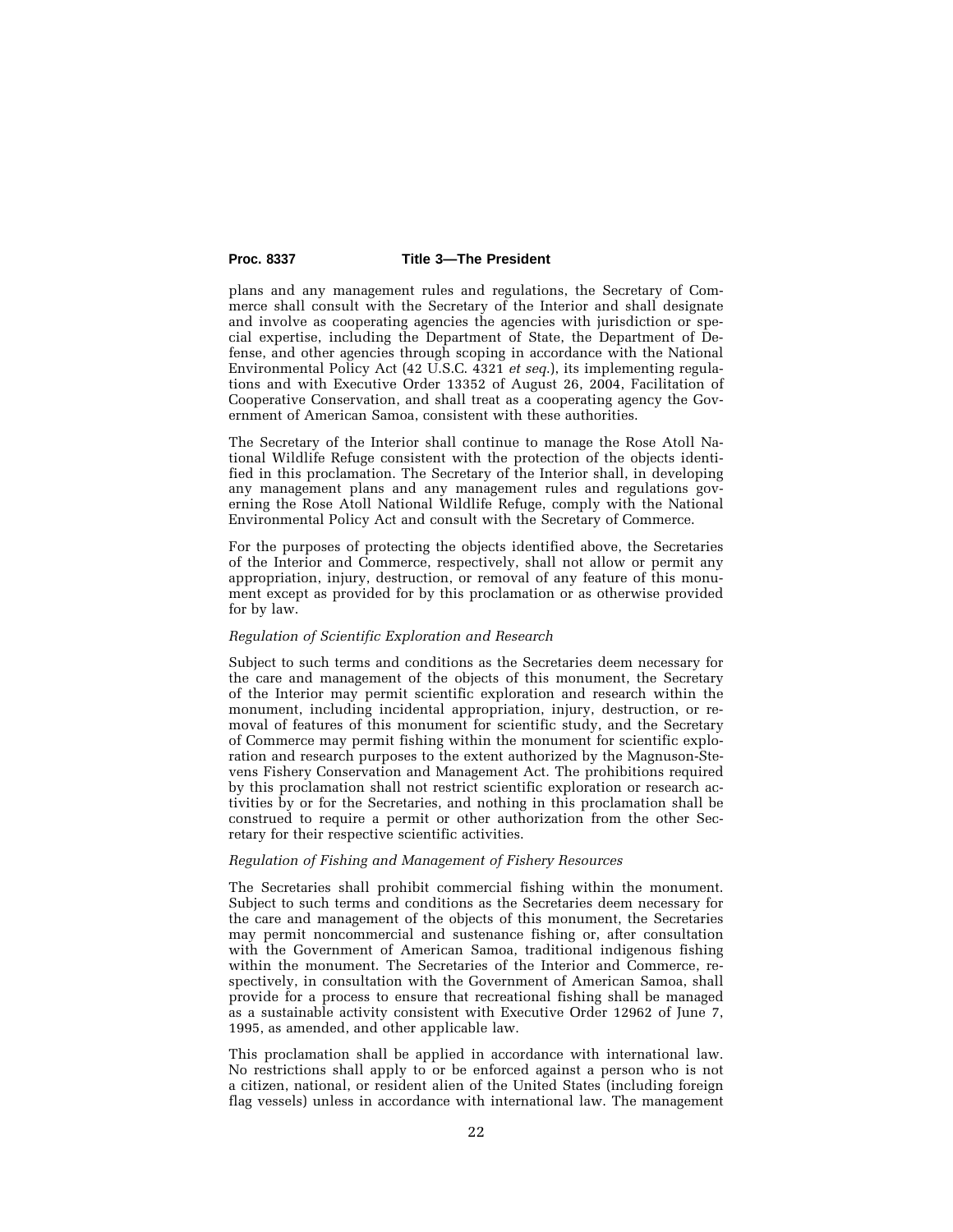plans and any management rules and regulations, the Secretary of Commerce shall consult with the Secretary of the Interior and shall designate and involve as cooperating agencies the agencies with jurisdiction or special expertise, including the Department of State, the Department of Defense, and other agencies through scoping in accordance with the National Environmental Policy Act (42 U.S.C. 4321 *et seq.*), its implementing regulations and with Executive Order 13352 of August 26, 2004, Facilitation of Cooperative Conservation, and shall treat as a cooperating agency the Government of American Samoa, consistent with these authorities.

The Secretary of the Interior shall continue to manage the Rose Atoll National Wildlife Refuge consistent with the protection of the objects identified in this proclamation. The Secretary of the Interior shall, in developing any management plans and any management rules and regulations governing the Rose Atoll National Wildlife Refuge, comply with the National Environmental Policy Act and consult with the Secretary of Commerce.

For the purposes of protecting the objects identified above, the Secretaries of the Interior and Commerce, respectively, shall not allow or permit any appropriation, injury, destruction, or removal of any feature of this monument except as provided for by this proclamation or as otherwise provided for by law.

*Regulation of Scientific Exploration and Research*

Subject to such terms and conditions as the Secretaries deem necessary for the care and management of the objects of this monument, the Secretary of the Interior may permit scientific exploration and research within the monument, including incidental appropriation, injury, destruction, or removal of features of this monument for scientific study, and the Secretary of Commerce may permit fishing within the monument for scientific exploration and research purposes to the extent authorized by the Magnuson-Stevens Fishery Conservation and Management Act. The prohibitions required by this proclamation shall not restrict scientific exploration or research activities by or for the Secretaries, and nothing in this proclamation shall be construed to require a permit or other authorization from the other Secretary for their respective scientific activities.

*Regulation of Fishing and Management of Fishery Resources*

The Secretaries shall prohibit commercial fishing within the monument. Subject to such terms and conditions as the Secretaries deem necessary for the care and management of the objects of this monument, the Secretaries may permit noncommercial and sustenance fishing or, after consultation with the Government of American Samoa, traditional indigenous fishing within the monument. The Secretaries of the Interior and Commerce, respectively, in consultation with the Government of American Samoa, shall provide for a process to ensure that recreational fishing shall be managed as a sustainable activity consistent with Executive Order 12962 of June 7, 1995, as amended, and other applicable law.

This proclamation shall be applied in accordance with international law. No restrictions shall apply to or be enforced against a person who is not a citizen, national, or resident alien of the United States (including foreign flag vessels) unless in accordance with international law. The management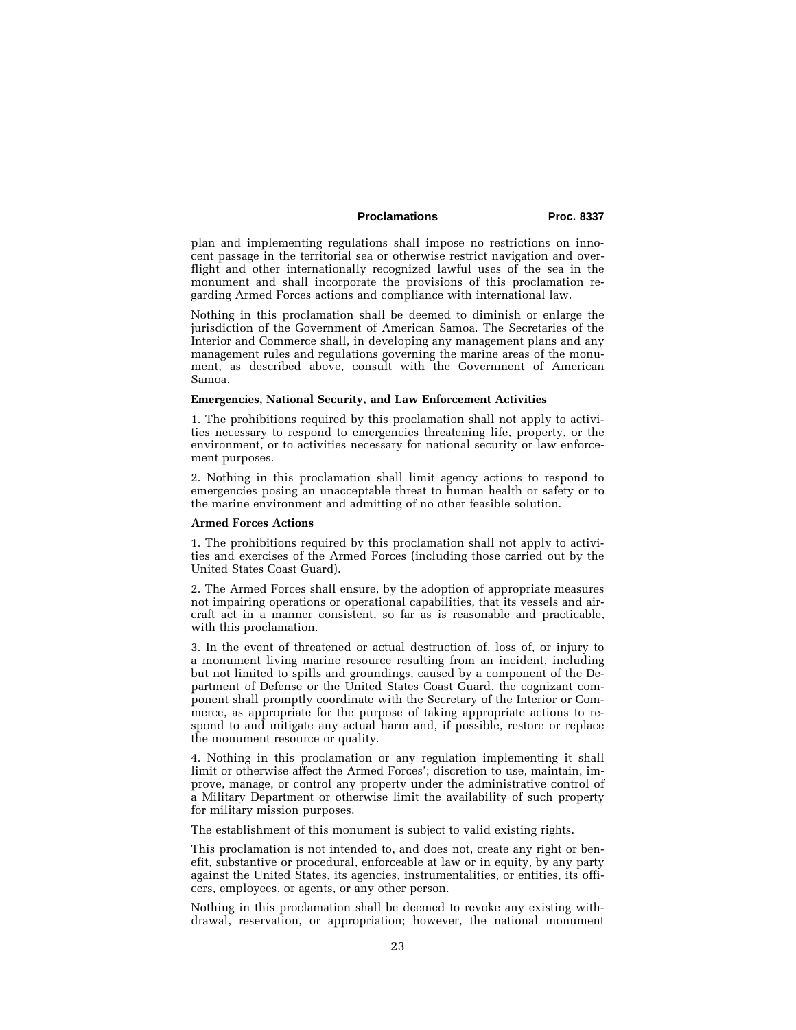plan and implementing regulations shall impose no restrictions on innocent passage in the territorial sea or otherwise restrict navigation and overflight and other internationally recognized lawful uses of the sea in the monument and shall incorporate the provisions of this proclamation regarding Armed Forces actions and compliance with international law.

Nothing in this proclamation shall be deemed to diminish or enlarge the jurisdiction of the Government of American Samoa. The Secretaries of the Interior and Commerce shall, in developing any management plans and any management rules and regulations governing the marine areas of the monument, as described above, consult with the Government of American Samoa.

**Emergencies, National Security, and Law Enforcement Activities**

1. The prohibitions required by this proclamation shall not apply to activities necessary to respond to emergencies threatening life, property, or the environment, or to activities necessary for national security or law enforcement purposes.

2. Nothing in this proclamation shall limit agency actions to respond to emergencies posing an unacceptable threat to human health or safety or to the marine environment and admitting of no other feasible solution.

**Armed Forces Actions**

1. The prohibitions required by this proclamation shall not apply to activities and exercises of the Armed Forces (including those carried out by the United States Coast Guard).

2. The Armed Forces shall ensure, by the adoption of appropriate measures not impairing operations or operational capabilities, that its vessels and aircraft act in a manner consistent, so far as is reasonable and practicable, with this proclamation.

3. In the event of threatened or actual destruction of, loss of, or injury to a monument living marine resource resulting from an incident, including but not limited to spills and groundings, caused by a component of the Department of Defense or the United States Coast Guard, the cognizant component shall promptly coordinate with the Secretary of the Interior or Commerce, as appropriate for the purpose of taking appropriate actions to respond to and mitigate any actual harm and, if possible, restore or replace the monument resource or quality.

4. Nothing in this proclamation or any regulation implementing it shall limit or otherwise affect the Armed Forces'; discretion to use, maintain, improve, manage, or control any property under the administrative control of a Military Department or otherwise limit the availability of such property for military mission purposes.

The establishment of this monument is subject to valid existing rights.

This proclamation is not intended to, and does not, create any right or benefit, substantive or procedural, enforceable at law or in equity, by any party against the United States, its agencies, instrumentalities, or entities, its officers, employees, or agents, or any other person.

Nothing in this proclamation shall be deemed to revoke any existing withdrawal, reservation, or appropriation; however, the national monument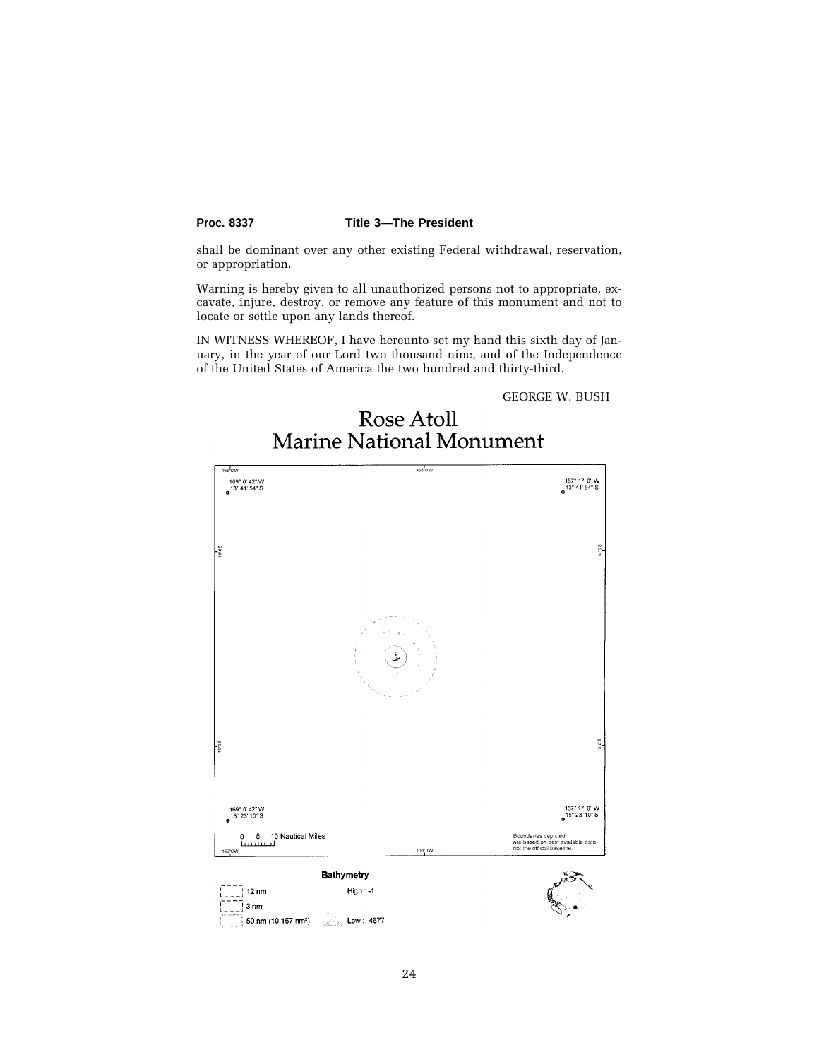shall be dominant over any other existing Federal withdrawal, reservation, or appropriation.

Warning is hereby given to all unauthorized persons not to appropriate, excavate, injure, destroy, or remove any feature of this monument and not to locate or settle upon any lands thereof.

IN WITNESS WHEREOF, I have hereunto set my hand this sixth day of January, in the year of our Lord two thousand nine, and of the Independence of the United States of America the two hundred and thirty-third.

GEORGE W. BUSH

# Rose Atoll Marine National Monument

169°0'W

168°0'W

169° 0' 42" W
13° 41' 54" S

167° 17' 0" W
13° 41' 54" S

14°0'S

15°0'S

169° 0' 42" W
15° 23' 10" S

167° 17' 0" W
15° 23' 10" S

0 5 10 Nautical Miles

Boundaries depicted are based on best available data, not the offical baseline.

**Bathymetry**

12 nm

3 nm

50 nm (10,157 nm²)

High : -1

Low : -4677